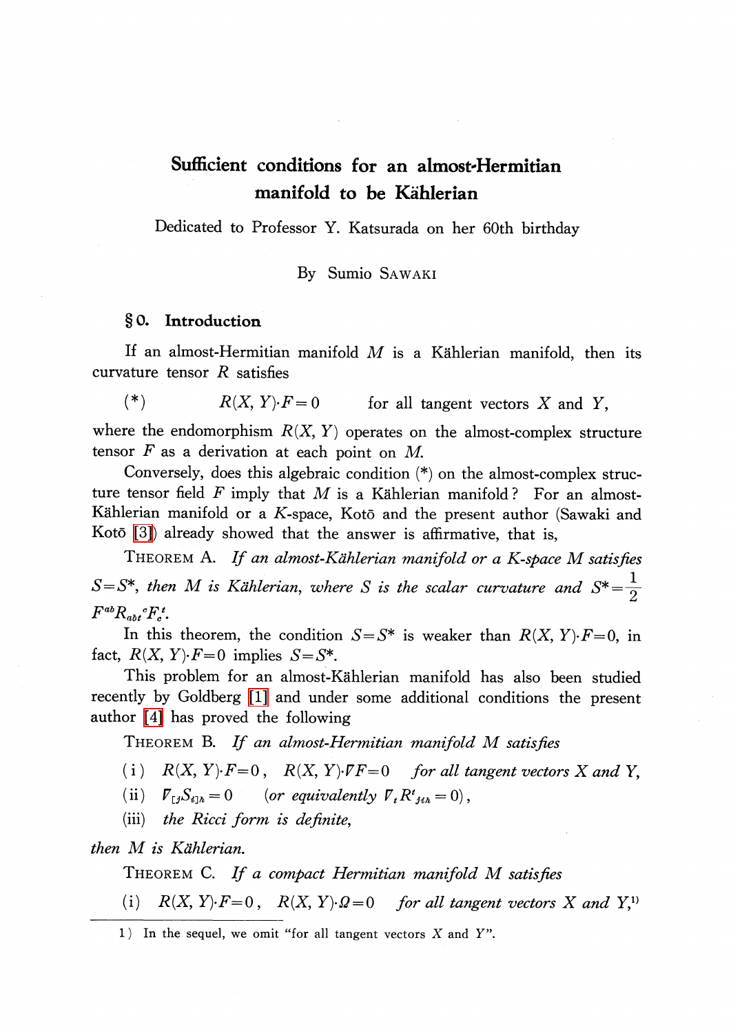# Sufficient conditions for an almost-Hermitian manifold to be Kählerian

Dedicated to Professor Y. Katsurada on her 60th birthday

By Sumio SAWAKI

## § 0. Introduction

If an almost-Hermitian manifold $M$ is a Kählerian manifold, then its curvature tensor $R$ satisfies

$$(*) \qquad R(X, Y)\cdot F=0 \qquad \text{for all tangent vectors } X \text{ and } Y,$$

where the endomorphism $R(X, Y)$ operates on the almost-complex structure tensor $F$ as a derivation at each point on $M$.

Conversely, does this algebraic condition (\*) on the almost-complex structure tensor field $F$ imply that $M$ is a Kählerian manifold? For an almost-Kählerian manifold or a $K$-space, Kotō and the present author (Sawaki and Kotō [3]) already showed that the answer is affirmative, that is,

THEOREM A. *If an almost-Kählerian manifold or a K-space M satisfies* $S=S^*$, *then M is Kählerian, where S is the scalar curvature and* $S^*=\frac{1}{2}F^{ab}R_{abt}{}^{c}F_{c}^{t}$.

In this theorem, the condition $S=S^*$ is weaker than $R(X, Y)\cdot F=0$, in fact, $R(X, Y)\cdot F=0$ implies $S=S^*$.

This problem for an almost-Kählerian manifold has also been studied recently by Goldberg [1] and under some additional conditions the present author [4] has proved the following

THEOREM B. *If an almost-Hermitian manifold M satisfies*

(i) $R(X, Y)\cdot F=0$, $R(X, Y)\cdot \nabla F=0$ *for all tangent vectors X and Y,*

(ii) $\nabla_{[j}S_{i]h}=0$ (*or equivalently* $\nabla_t R^t{}_{jih}=0$),

(iii) *the Ricci form is definite,*

*then M is Kählerian.*

THEOREM C. *If a compact Hermitian manifold M satisfies*

(i) $R(X, Y)\cdot F=0$, $R(X, Y)\cdot \Omega=0$ *for all tangent vectors X and Y,*[1]

1) In the sequel, we omit "for all tangent vectors $X$ and $Y$".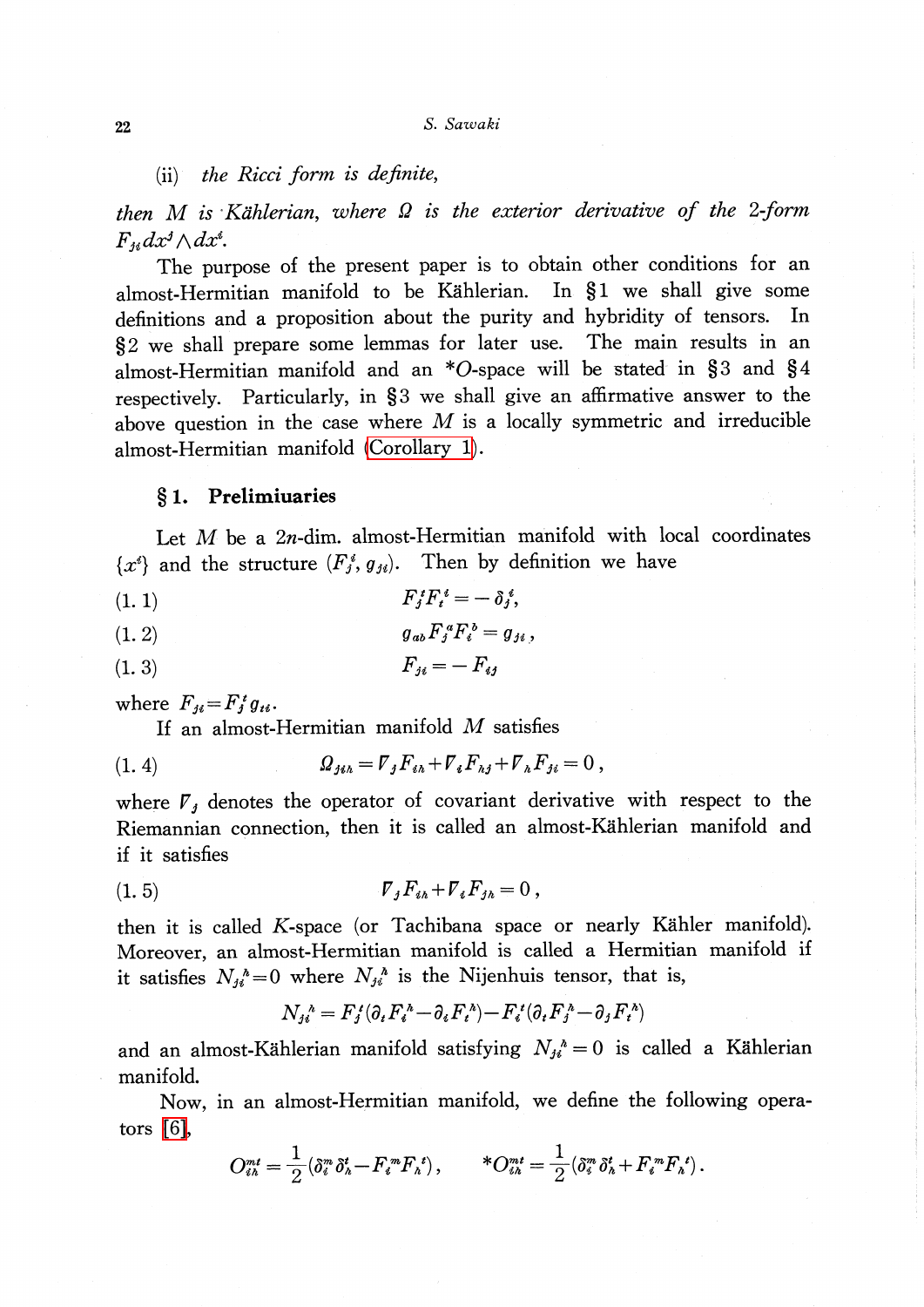(ii) *the Ricci form is definite,*

*then $M$ is Kählerian, where $\Omega$ is the exterior derivative of the 2-form $F_{ji}dx^j \wedge dx^i$.*

The purpose of the present paper is to obtain other conditions for an almost-Hermitian manifold to be Kählerian. In §1 we shall give some definitions and a proposition about the purity and hybridity of tensors. In §2 we shall prepare some lemmas for later use. The main results in an almost-Hermitian manifold and an $*O$-space will be stated in §3 and §4 respectively. Particularly, in §3 we shall give an affirmative answer to the above question in the case where $M$ is a locally symmetric and irreducible almost-Hermitian manifold (Corollary 1).

## §1. Prelimiuaries

Let $M$ be a $2n$-dim. almost-Hermitian manifold with local coordinates $\{x^i\}$ and the structure $(F_j^i, g_{ji})$. Then by definition we have

$$F_j^t F_t^i = -\delta_j^i, \tag{1.1}$$

$$g_{ab} F_j^a F_i^b = g_{ji}, \tag{1.2}$$

$$F_{ji} = -F_{ij} \tag{1.3}$$

where $F_{ji} = F_j^t g_{ti}$.

If an almost-Hermitian manifold $M$ satisfies

$$\Omega_{jih} = \nabla_j F_{ih} + \nabla_i F_{hj} + \nabla_h F_{ji} = 0\,, \tag{1.4}$$

where $\nabla_j$ denotes the operator of covariant derivative with respect to the Riemannian connection, then it is called an almost-Kählerian manifold and if it satisfies

$$\nabla_j F_{ih} + \nabla_i F_{jh} = 0\,, \tag{1.5}$$

then it is called $K$-space (or Tachibana space or nearly Kähler manifold). Moreover, an almost-Hermitian manifold is called a Hermitian manifold if it satisfies $N_{ji}{}^h = 0$ where $N_{ji}{}^h$ is the Nijenhuis tensor, that is,

$$N_{ji}{}^h = F_j^t(\partial_t F_i^h - \partial_i F_t^h) - F_i^t(\partial_t F_j^h - \partial_j F_t^h)$$

and an almost-Kählerian manifold satisfying $N_{ji}{}^h = 0$ is called a Kählerian manifold.

Now, in an almost-Hermitian manifold, we define the following operators [6],

$$O_{ih}^{mt} = \frac{1}{2}(\delta_i^m \delta_h^t - F_i^m F_h^t)\,, \qquad *O_{ih}^{mt} = \frac{1}{2}(\delta_i^m \delta_h^t + F_i^m F_h^t)\,.$$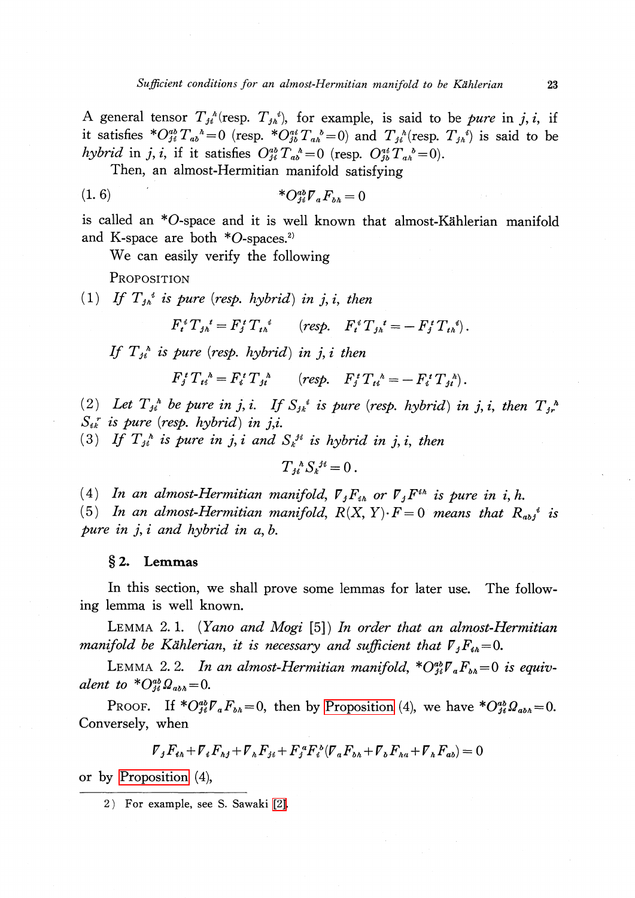A general tensor $T_{ji}{}^{h}$(resp. $T_{jh}{}^{i}$), for example, is said to be *pure* in $j, i$, if it satisfies $^{*}O_{ji}^{ab}T_{ab}{}^{h}=0$ (resp. $^{*}O_{jb}^{ai}T_{ah}{}^{b}=0$) and $T_{ji}{}^{h}$(resp. $T_{jh}{}^{i}$) is said to be *hybrid* in $j, i$, if it satisfies $O_{ji}^{ab}T_{ab}{}^{h}=0$ (resp. $O_{jb}^{ai}T_{ah}{}^{b}=0$).

Then, an almost-Hermitian manifold satisfying

$$^{*}O_{ji}^{ab}\nabla_{a}F_{bh}=0 \tag{1.6}$$

is called an $^{*}O$-space and it is well known that almost-Kählerian manifold and K-space are both $^{*}O$-spaces.[2)]

We can easily verify the following

PROPOSITION

(1) *If $T_{jh}{}^{i}$ is pure (resp. hybrid) in $j, i$, then*

$$F_{i}{}^{t}T_{jh}{}^{i}=F_{j}{}^{t}T_{th}{}^{i} \qquad (\textit{resp.}\quad F_{i}{}^{t}T_{jh}{}^{i}=-F_{j}{}^{t}T_{th}{}^{i}).$$

*If $T_{ji}{}^{h}$ is pure (resp. hybrid) in $j, i$ then*

$$F_{j}{}^{t}T_{ti}{}^{h}=F_{i}{}^{t}T_{jt}{}^{h} \qquad (\textit{resp.}\quad F_{j}{}^{t}T_{ti}{}^{h}=-F_{i}{}^{t}T_{jt}{}^{h}).$$

(2) *Let $T_{ji}{}^{h}$ be pure in $j, i$. If $S_{jk}{}^{i}$ is pure (resp. hybrid) in $j, i$, then $T_{jr}{}^{h}S_{ik}{}^{r}$ is pure (resp. hybrid) in $j,i$.*

(3) *If $T_{ji}{}^{h}$ is pure in $j, i$ and $S_{k}{}^{ji}$ is hybrid in $j, i$, then*

$$T_{ji}{}^{h}S_{k}{}^{ji}=0.$$

(4) *In an almost-Hermitian manifold, $\nabla_{j}F_{ih}$ or $\nabla_{j}F^{ih}$ is pure in $i, h$.*

(5) *In an almost-Hermitian manifold, $R(X, Y)\cdot F=0$ means that $R_{abj}{}^{i}$ is pure in $j, i$ and hybrid in $a, b$.*

## § 2. Lemmas

In this section, we shall prove some lemmas for later use. The following lemma is well known.

LEMMA 2.1. (*Yano and Mogi* [5]) *In order that an almost-Hermitian manifold be Kählerian, it is necessary and sufficient that $\nabla_{j}F_{ih}=0$.*

LEMMA 2.2. *In an almost-Hermitian manifold, $^{*}O_{ji}^{ab}\nabla_{a}F_{bh}=0$ is equivalent to $^{*}O_{ji}^{ab}\Omega_{abh}=0$.*

PROOF. If $^{*}O_{ji}^{ab}\nabla_{a}F_{bh}=0$, then by Proposition (4), we have $^{*}O_{ji}^{ab}\Omega_{abh}=0$. Conversely, when

$$\nabla_{j}F_{ih}+\nabla_{i}F_{hj}+\nabla_{h}F_{ji}+F_{j}{}^{a}F_{i}{}^{b}(\nabla_{a}F_{bh}+\nabla_{b}F_{ha}+\nabla_{h}F_{ab})=0$$

or by Proposition (4),

2) For example, see S. Sawaki [2].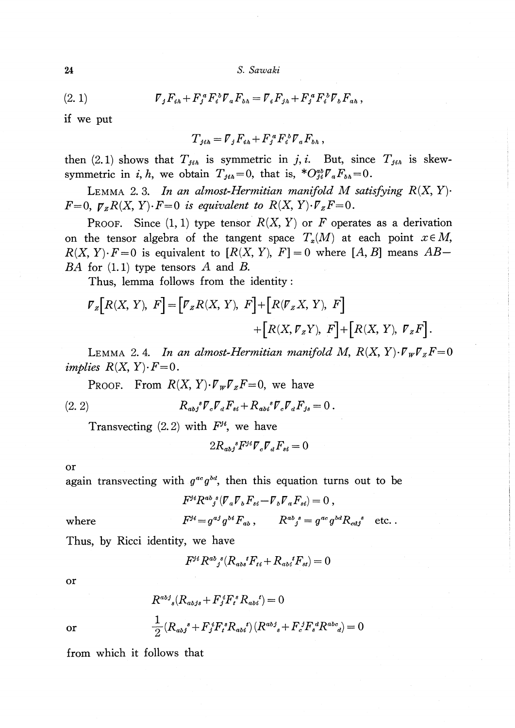$$(2.1) \qquad \nabla_j F_{ih} + F_j{}^a F_i{}^b \nabla_a F_{bh} = \nabla_i F_{jh} + F_j{}^a F_i{}^b \nabla_b F_{ah},$$

if we put

$$T_{jih} = \nabla_j F_{ih} + F_j{}^a F_i{}^b \nabla_a F_{bh},$$

then (2.1) shows that $T_{jih}$ is symmetric in $j, i$. But, since $T_{jih}$ is skew-symmetric in $i, h$, we obtain $T_{jih}=0$, that is, $*O_{ji}^{ab}\nabla_a F_{bh}=0$.

LEMMA 2.3. *In an almost-Hermitian manifold $M$ satisfying $R(X, Y)\cdot F=0$, $\nabla_Z R(X, Y)\cdot F=0$ is equivalent to $R(X, Y)\cdot \nabla_Z F=0$.*

PROOF. Since (1, 1) type tensor $R(X, Y)$ or $F$ operates as a derivation on the tensor algebra of the tangent space $T_x(M)$ at each point $x \in M$, $R(X, Y)\cdot F=0$ is equivalent to $[R(X, Y), F]=0$ where $[A, B]$ means $AB-BA$ for (1.1) type tensors $A$ and $B$.

Thus, lemma follows from the identity:

$$\nabla_Z\big[R(X, Y),\ F\big] = \big[\nabla_Z R(X, Y),\ F\big] + \big[R(\nabla_Z X, Y),\ F\big] + \big[R(X, \nabla_Z Y),\ F\big] + \big[R(X, Y),\ \nabla_Z F\big].$$

LEMMA 2.4. *In an almost-Hermitian manifold $M$, $R(X, Y)\cdot \nabla_W \nabla_Z F=0$ implies $R(X, Y)\cdot F=0$.*

PROOF. From $R(X, Y)\cdot \nabla_W \nabla_Z F=0$, we have

$$(2.2) \qquad R_{abj}{}^s \nabla_c \nabla_d F_{si} + R_{abi}{}^s \nabla_c \nabla_d F_{js} = 0.$$

Transvecting (2.2) with $F^{ji}$, we have

$$2R_{abj}{}^s F^{ji} \nabla_c \nabla_d F_{si} = 0$$

or

again transvecting with $g^{ac}g^{bd}$, then this equation turns out to be

$$F^{ji} R^{ab}{}_j{}^s (\nabla_a \nabla_b F_{si} - \nabla_b \nabla_a F_{si}) = 0,$$

where $\qquad F^{ji} = g^{aj} g^{bi} F_{ab}, \qquad R^{ab}{}_j{}^s = g^{ac} g^{bd} R_{cdj}{}^s \quad$ etc..

Thus, by Ricci identity, we have

$$F^{ji} R^{ab}{}_j{}^s (R_{abs}{}^t F_{ti} + R_{abi}{}^t F_{st}) = 0$$

or

$$R^{abj}{}_s (R_{abj}{}^s + F_j{}^i F_t{}^s R_{abi}{}^t) = 0$$

or $\qquad \dfrac{1}{2}(R_{abj}{}^s + F_j{}^i F_t{}^s R_{abi}{}^t)(R^{abj}{}_s + F_c{}^j F_s{}^d R^{abc}{}_d) = 0$

from which it follows that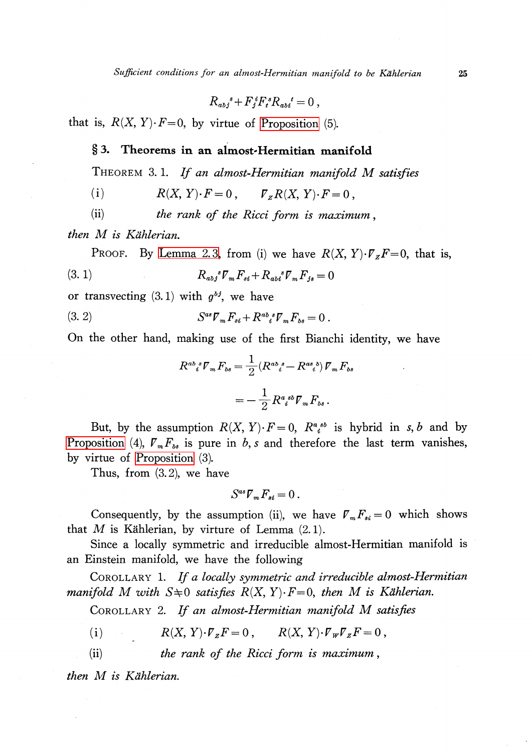$$R_{abj}{}^{s} + F_j^i F_t^s R_{abi}{}^{t} = 0\,,$$

that is, $R(X, Y)\cdot F=0$, by virtue of Proposition (5).

## § 3. Theorems in an almost-Hermitian manifold

THEOREM 3.1. *If an almost-Hermitian manifold $M$ satisfies*

(i) $\qquad R(X, Y)\cdot F=0\,, \qquad \nabla_Z R(X, Y)\cdot F=0\,,$

(ii) $\qquad$ *the rank of the Ricci form is maximum*,

*then $M$ is Kählerian.*

PROOF. By Lemma 2.3, from (i) we have $R(X, Y)\cdot \nabla_Z F=0$, that is,

$$R_{abj}{}^{s}\nabla_m F_{si} + R_{abi}{}^{s}\nabla_m F_{js} = 0 \tag{3.1}$$

or transvecting (3.1) with $g^{bj}$, we have

$$S^{as}\nabla_m F_{si} + R^{ab}{}_{i}{}^{s}\nabla_m F_{bs} = 0\,. \tag{3.2}$$

On the other hand, making use of the first Bianchi identity, we have

$$\begin{aligned} R^{ab}{}_{i}{}^{s}\nabla_m F_{bs} &= \frac{1}{2}(R^{ab}{}_{i}{}^{s} - R^{as}{}_{i}{}^{b})\nabla_m F_{bs} \\ &= -\frac{1}{2}R^{a}{}_{i}{}^{sb}\nabla_m F_{bs}\,. \end{aligned}$$

But, by the assumption $R(X, Y)\cdot F=0$, $R^{a}{}_{i}{}^{sb}$ is hybrid in $s, b$ and by Proposition (4), $\nabla_m F_{bs}$ is pure in $b, s$ and therefore the last term vanishes, by virtue of Proposition (3).

Thus, from (3.2), we have

$$S^{as}\nabla_m F_{si} = 0\,.$$

Consequently, by the assumption (ii), we have $\nabla_m F_{si}=0$ which shows that $M$ is Kählerian, by virture of Lemma (2.1).

Since a locally symmetric and irreducible almost-Hermitian manifold is an Einstein manifold, we have the following

COROLLARY 1. *If a locally symmetric and irreducible almost-Hermitian manifold $M$ with $S\neq 0$ satisfies $R(X, Y)\cdot F=0$, then $M$ is Kählerian.*

COROLLARY 2. *If an almost-Hermitian manifold $M$ satisfies*

(i) $\qquad R(X, Y)\cdot \nabla_Z F=0\,, \qquad R(X, Y)\cdot \nabla_W \nabla_Z F=0\,,$

(ii) $\qquad$ *the rank of the Ricci form is maximum*,

*then $M$ is Kählerian.*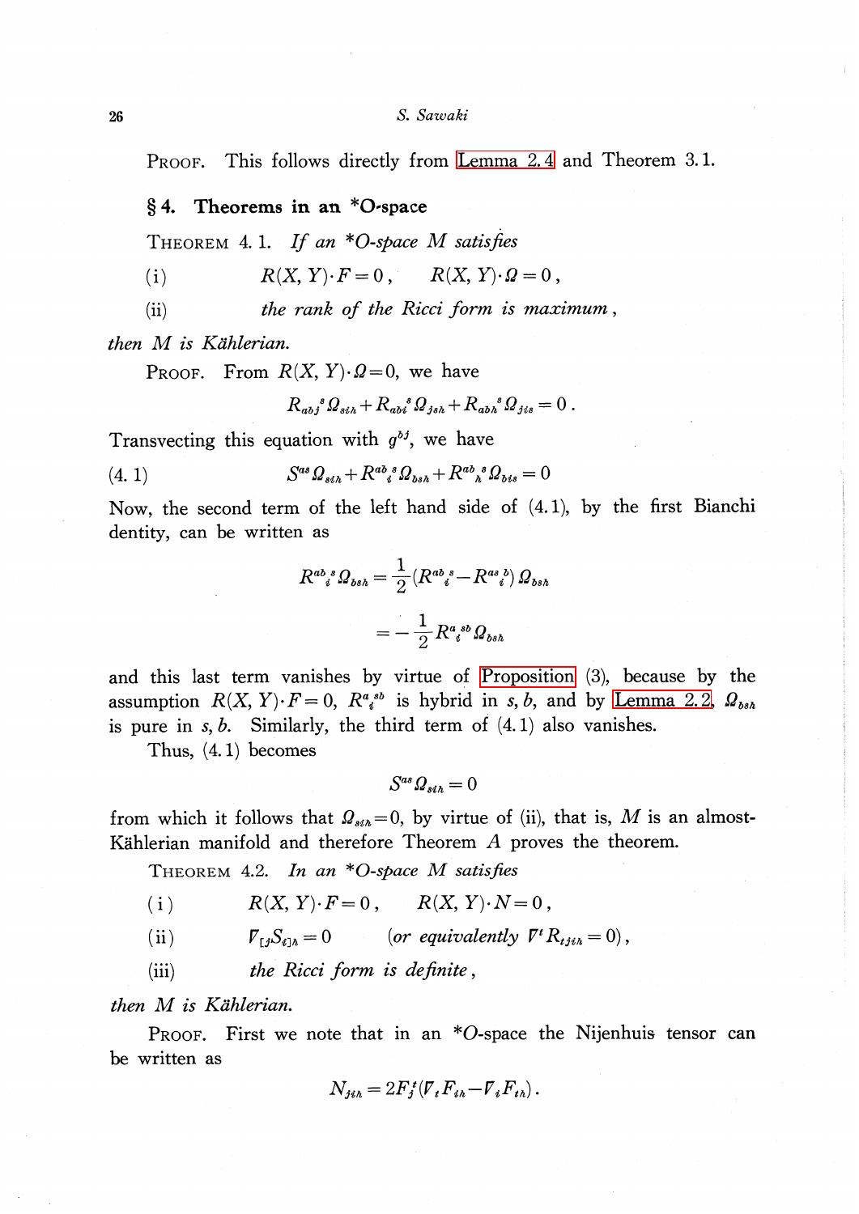PROOF. This follows directly from Lemma 2.4 and Theorem 3.1.

## § 4. Theorems in an *O-space

THEOREM 4.1. *If an \*O-space $M$ satisfies*

(i) $$R(X, Y)\cdot F=0\,, \qquad R(X, Y)\cdot \Omega=0\,,$$

(ii) *the rank of the Ricci form is maximum*,

*then $M$ is Kählerian.*

PROOF. From $R(X, Y)\cdot\Omega=0$, we have

$$R_{abj}{}^{s}\Omega_{sih}+R_{abi}{}^{s}\Omega_{jsh}+R_{abh}{}^{s}\Omega_{jis}=0\,.$$

Transvecting this equation with $g^{bj}$, we have

$$S^{as}\Omega_{sih}+R^{ab}{}_{i}{}^{s}\Omega_{bsh}+R^{ab}{}_{h}{}^{s}\Omega_{bis}=0 \tag{4.1}$$

Now, the second term of the left hand side of (4.1), by the first Bianchi dentity, can be written as

$$R^{ab}{}_{i}{}^{s}\Omega_{bsh}=\frac{1}{2}(R^{ab}{}_{i}{}^{s}-R^{as}{}_{i}{}^{b})\,\Omega_{bsh}$$

$$=-\frac{1}{2}R^{a}{}_{i}{}^{sb}\Omega_{bsh}$$

and this last term vanishes by virtue of Proposition (3), because by the assumption $R(X, Y)\cdot F=0$, $R^{a}{}_{i}{}^{sb}$ is hybrid in $s, b$, and by Lemma 2.2, $\Omega_{bsh}$ is pure in $s, b$. Similarly, the third term of (4.1) also vanishes.

Thus, (4.1) becomes

$$S^{as}\Omega_{sih}=0$$

from which it follows that $\Omega_{sih}=0$, by virtue of (ii), that is, $M$ is an almost-Kählerian manifold and therefore Theorem $A$ proves the theorem.

THEOREM 4.2. *In an \*O-space $M$ satisfies*

(i) $$R(X, Y)\cdot F=0\,, \qquad R(X, Y)\cdot N=0\,,$$

(ii) $$\nabla_{[j}S_{i]h}=0 \qquad (\textit{or equivalently } \nabla^{t}R_{tjih}=0)\,,$$

(iii) *the Ricci form is definite*,

*then $M$ is Kählerian.*

PROOF. First we note that in an *O-space the Nijenhuis tensor can be written as

$$N_{jih}=2F_{j}^{t}(\nabla_{t}F_{ih}-\nabla_{i}F_{th})\,.$$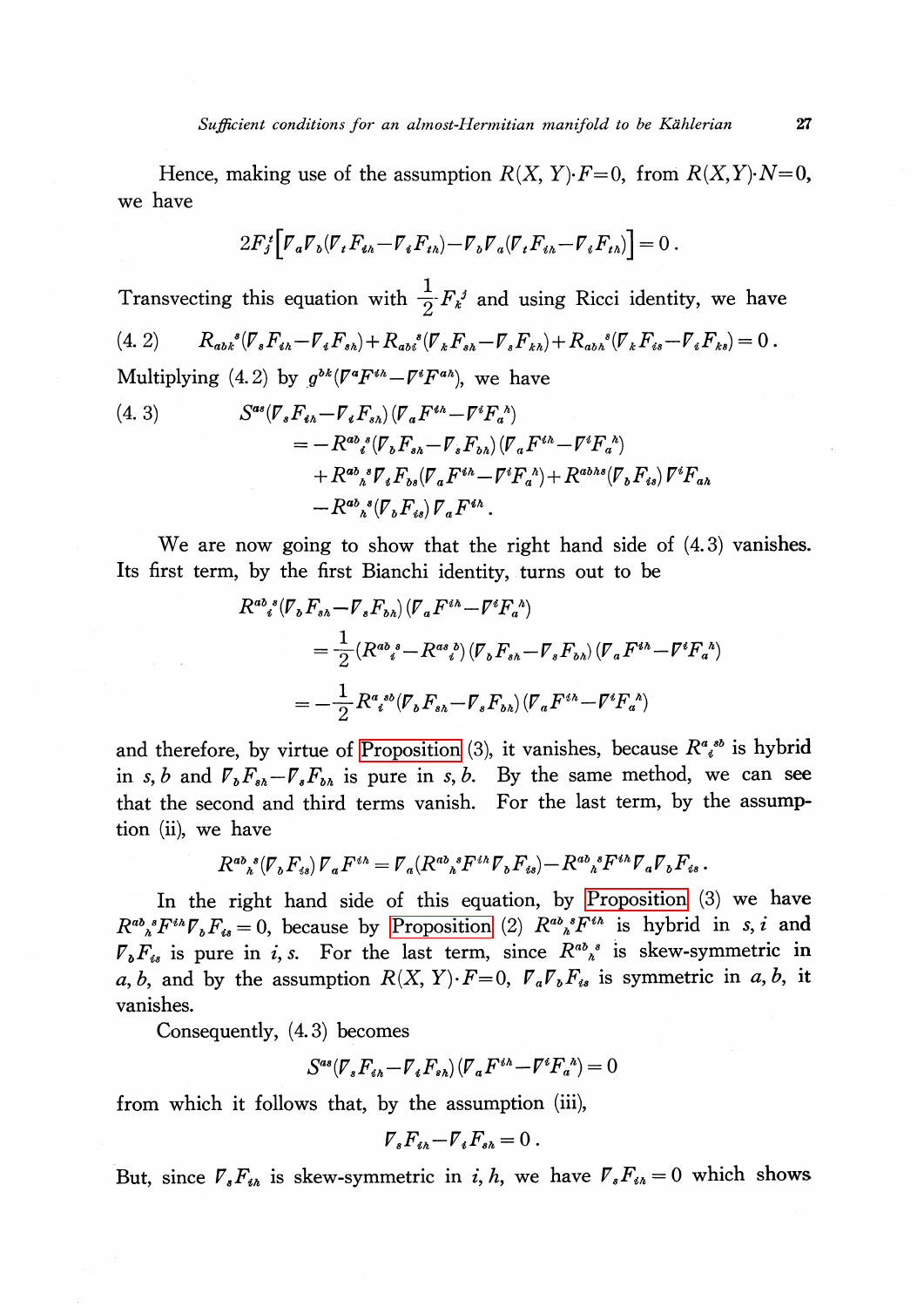Hence, making use of the assumption $R(X, Y)\cdot F=0$, from $R(X,Y)\cdot N=0$, we have

$$2F_j^t\left[\nabla_a\nabla_b(\nabla_t F_{ih}-\nabla_i F_{th})-\nabla_b\nabla_a(\nabla_t F_{ih}-\nabla_i F_{th})\right]=0\,.$$

Transvecting this equation with $\frac{1}{2}F_k^{\ j}$ and using Ricci identity, we have

$$(4.2)\qquad R_{abk}{}^s(\nabla_s F_{ih}-\nabla_i F_{sh})+R_{abi}{}^s(\nabla_k F_{sh}-\nabla_s F_{kh})+R_{abh}{}^s(\nabla_k F_{is}-\nabla_i F_{ks})=0\,.$$

Multiplying (4.2) by $g^{bk}(\nabla^a F^{ih}-\nabla^i F^{ah})$, we have

$$\begin{aligned}(4.3)\qquad S^{as}(\nabla_s F_{ih}-\nabla_i F_{sh})(\nabla_a F^{ih}-\nabla^i F_a{}^h)\\ &=-R^{ab}{}_i{}^s(\nabla_b F_{sh}-\nabla_s F_{bh})(\nabla_a F^{ih}-\nabla^i F_a{}^h)\\ &\quad+R^{ab}{}_h{}^s\nabla_i F_{bs}(\nabla_a F^{ih}-\nabla^i F_a{}^h)+R^{abhs}(\nabla_b F_{is})\nabla^i F_{ah}\\ &\quad-R^{ab}{}_h{}^s(\nabla_b F_{is})\nabla_a F^{ih}\,.\end{aligned}$$

We are now going to show that the right hand side of (4.3) vanishes. Its first term, by the first Bianchi identity, turns out to be

$$\begin{aligned}R^{ab}{}_i{}^s(\nabla_b F_{sh}-\nabla_s F_{bh})(\nabla_a F^{ih}-\nabla^i F_a{}^h)\\ &=\frac{1}{2}(R^{ab}{}_i{}^s-R^{as}{}_i{}^b)(\nabla_b F_{sh}-\nabla_s F_{bh})(\nabla_a F^{ih}-\nabla^i F_a{}^h)\\ &=-\frac{1}{2}R^a{}_i{}^{sb}(\nabla_b F_{sh}-\nabla_s F_{bh})(\nabla_a F^{ih}-\nabla^i F_a{}^h)\end{aligned}$$

and therefore, by virtue of Proposition (3), it vanishes, because $R^a{}_i{}^{sb}$ is hybrid in $s, b$ and $\nabla_b F_{sh}-\nabla_s F_{bh}$ is pure in $s, b$. By the same method, we can see that the second and third terms vanish. For the last term, by the assumption (ii), we have

$$R^{ab}{}_h{}^s(\nabla_b F_{is})\nabla_a F^{ih}=\nabla_a(R^{ab}{}_h{}^s F^{ih}\nabla_b F_{is})-R^{ab}{}_h{}^s F^{ih}\nabla_a\nabla_b F_{is}\,.$$

In the right hand side of this equation, by Proposition (3) we have $R^{ab}{}_h{}^s F^{ih}\nabla_b F_{is}=0$, because by Proposition (2) $R^{ab}{}_h{}^s F^{ih}$ is hybrid in $s, i$ and $\nabla_b F_{is}$ is pure in $i, s$. For the last term, since $R^{ab}{}_h{}^s$ is skew-symmetric in $a, b$, and by the assumption $R(X, Y)\cdot F=0$, $\nabla_a\nabla_b F_{is}$ is symmetric in $a, b$, it vanishes.

Consequently, (4.3) becomes

$$S^{as}(\nabla_s F_{ih}-\nabla_i F_{sh})(\nabla_a F^{ih}-\nabla^i F_a{}^h)=0$$

from which it follows that, by the assumption (iii),

$$\nabla_s F_{ih}-\nabla_i F_{sh}=0\,.$$

But, since $\nabla_s F_{ih}$ is skew-symmetric in $i, h$, we have $\nabla_s F_{ih}=0$ which shows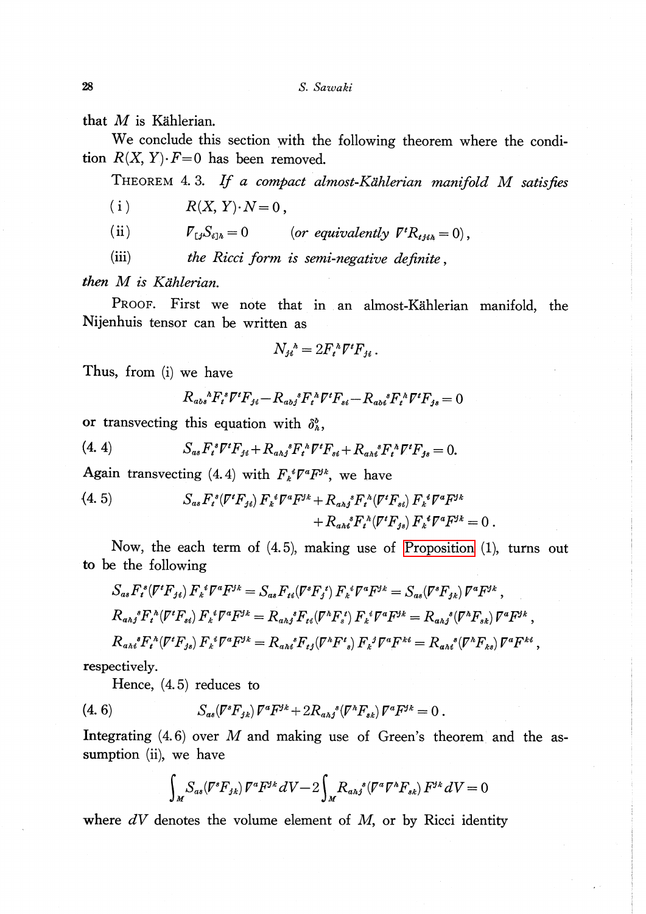that $M$ is Kählerian.

We conclude this section with the following theorem where the condition $R(X, Y)\cdot F=0$ has been removed.

THEOREM 4.3. *If a compact almost-Kählerian manifold $M$ satisfies*

(i) $\quad R(X, Y)\cdot N=0$,

(ii) $\quad \nabla_{[j}S_{i]h}=0 \qquad$ (*or equivalently* $\nabla^t R_{tjih}=0$),

(iii) $\quad$ *the Ricci form is semi-negative definite*,

*then $M$ is Kählerian.*

PROOF. First we note that in an almost-Kählerian manifold, the Nijenhuis tensor can be written as

$$N_{ji}{}^h = 2F_t{}^h \nabla^t F_{ji}.$$

Thus, from (i) we have

$$R_{abs}{}^h F_t{}^s \nabla^t F_{ji} - R_{abj}{}^s F_t{}^h \nabla^t F_{si} - R_{abi}{}^s F_t{}^h \nabla^t F_{js} = 0$$

or transvecting this equation with $\delta_h^b$,

$$S_{as} F_t{}^s \nabla^t F_{ji} + R_{ahj}{}^s F_t{}^h \nabla^t F_{si} + R_{ahi}{}^s F_t{}^h \nabla^t F_{js} = 0. \tag{4.4}$$

Again transvecting (4.4) with $F_k{}^i \nabla^a F^{jk}$, we have

$$\begin{aligned} S_{as} F_t{}^s (\nabla^t F_{ji}) F_k{}^i \nabla^a F^{jk} &+ R_{ahj}{}^s F_t{}^h (\nabla^t F_{si}) F_k{}^i \nabla^a F^{jk} \\ &+ R_{ahi}{}^s F_t{}^h (\nabla^t F_{js}) F_k{}^i \nabla^a F^{jk} = 0 . \end{aligned} \tag{4.5}$$

Now, the each term of (4.5), making use of Proposition (1), turns out to be the following

$$S_{as} F_t{}^s (\nabla^t F_{ji}) F_k{}^i \nabla^a F^{jk} = S_{as} F_{ti} (\nabla^s F_j{}^t) F_k{}^i \nabla^a F^{jk} = S_{as} (\nabla^s F_{jk}) \nabla^a F^{jk} ,$$

$$R_{ahj}{}^s F_t{}^h (\nabla^t F_{si}) F_k{}^i \nabla^a F^{jk} = R_{ahj}{}^s F_{ti} (\nabla^h F_s{}^t) F_k{}^i \nabla^a F^{jk} = R_{ahj}{}^s (\nabla^h F_{sk}) \nabla^a F^{jk} ,$$

$$R_{ahi}{}^s F_t{}^h (\nabla^t F_{js}) F_k{}^i \nabla^a F^{jk} = R_{ahi}{}^s F_{tj} (\nabla^h F^t{}_s) F_k{}^j \nabla^a F^{ki} = R_{ahi}{}^s (\nabla^h F_{ks}) \nabla^a F^{ki} ,$$

respectively.

Hence, (4.5) reduces to

$$S_{as} (\nabla^s F_{jk}) \nabla^a F^{jk} + 2 R_{ahj}{}^s (\nabla^h F_{sk}) \nabla^a F^{jk} = 0 . \tag{4.6}$$

Integrating (4.6) over $M$ and making use of Green's theorem and the assumption (ii), we have

$$\int_M S_{as} (\nabla^s F_{jk}) \nabla^a F^{jk} dV - 2 \int_M R_{ahj}{}^s (\nabla^a \nabla^h F_{sk}) F^{jk} dV = 0$$

where $dV$ denotes the volume element of $M$, or by Ricci identity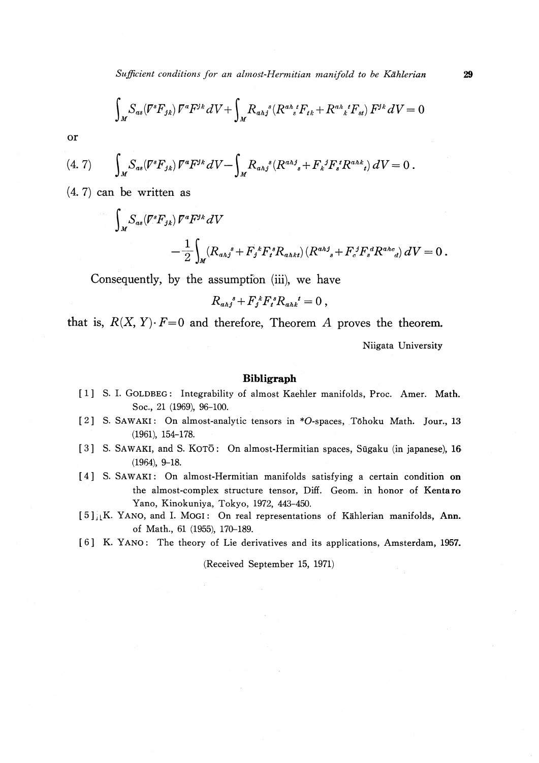$$\int_M S_{as}(\nabla^s F_{jk})\nabla^a F^{jk}dV + \int_M R_{ahj}{}^s(R^{ah}{}_s{}^t F_{tk} + R^{ah}{}_k{}^t F_{st})F^{jk}dV = 0$$

or

$$(4.7) \qquad \int_M S_{as}(\nabla^s F_{jk})\nabla^a F^{jk}dV - \int_M R_{ahj}{}^s(R^{ahj}{}_s + F_k{}^j F_s{}^t R^{ahk}{}_t)\,dV = 0\,.$$

(4.7) can be written as

$$\int_M S_{as}(\nabla^s F_{jk})\nabla^a F^{jk}dV$$

$$-\frac{1}{2}\int_M (R_{ahj}{}^s + F_j{}^k F_t{}^s R_{ahkt})(R^{ahj}{}_s + F_c{}^j F_s{}^d R^{ahc}{}_d)\,dV = 0\,.$$

Consequently, by the assumption (iii), we have

$$R_{ahj}{}^s + F_j{}^k F_t{}^s R_{ahk}{}^t = 0\,,$$

that is, $R(X, Y)\cdot F = 0$ and therefore, Theorem $A$ proves the theorem.

Niigata University

## Bibligraph

[1] S. I. GOLDBEG: Integrability of almost Kaehler manifolds, Proc. Amer. Math. Soc., 21 (1969), 96–100.

[2] S. SAWAKI: On almost-analytic tensors in *O-spaces, Tôhoku Math. Jour., 13 (1961), 154–178.

[3] S. SAWAKI, and S. KOTŌ: On almost-Hermitian spaces, Sūgaku (in japanese), 16 (1964), 9–18.

[4] S. SAWAKI: On almost-Hermitian manifolds satisfying a certain condition on the almost-complex structure tensor, Diff. Geom. in honor of Kentaro Yano, Kinokuniya, Tokyo, 1972, 443–450.

[5] K. YANO, and I. MOGI: On real representations of Kählerian manifolds, Ann. of Math., 61 (1955), 170–189.

[6] K. YANO: The theory of Lie derivatives and its applications, Amsterdam, 1957.

(Received September 15, 1971)